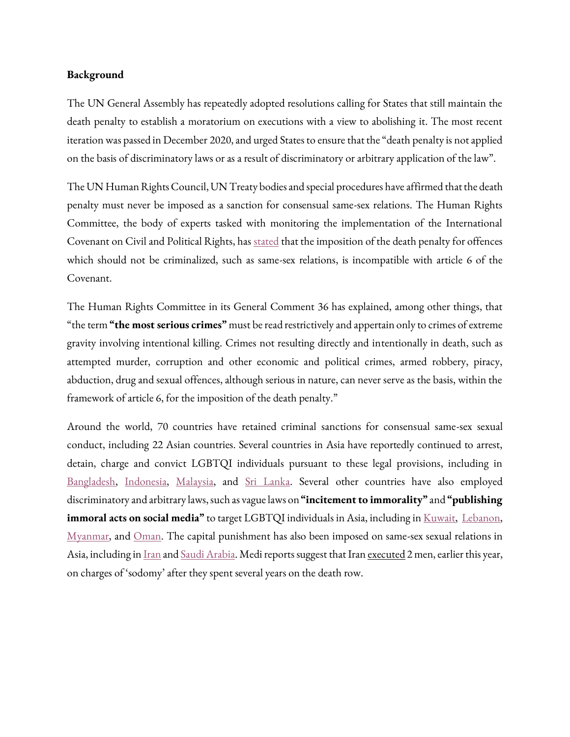**Background**

The UN General Assembly has repeatedly adopted resolutions calling for States that still maintain the death penalty to establish a moratorium on executions with a view to abolishing it. The most recent iteration was passed in December 2020, and urged States to ensure that the "death penalty is not applied on the basis of discriminatory laws or as a result of discriminatory or arbitrary application of the law".

The UN Human Rights Council, UN Treaty bodies and special procedures have affirmed that the death penalty must never be imposed as a sanction for consensual same-sex relations. The Human Rights Committee, the body of experts tasked with monitoring the implementation of the International Covenant on Civil and Political Rights, has stated that the imposition of the death penalty for offences which should not be criminalized, such as same-sex relations, is incompatible with article 6 of the Covenant.

The Human Rights Committee in its General Comment 36 has explained, among other things, that "the term **"the most serious crimes"** must be read restrictively and appertain only to crimes of extreme gravity involving intentional killing. Crimes not resulting directly and intentionally in death, such as attempted murder, corruption and other economic and political crimes, armed robbery, piracy, abduction, drug and sexual offences, although serious in nature, can never serve as the basis, within the framework of article 6, for the imposition of the death penalty."

Around the world, 70 countries have retained criminal sanctions for consensual same-sex sexual conduct, including 22 Asian countries. Several countries in Asia have reportedly continued to arrest, detain, charge and convict LGBTQI individuals pursuant to these legal provisions, including in Bangladesh, Indonesia, Malaysia, and Sri Lanka. Several other countries have also employed discriminatory and arbitrary laws, such as vague laws on **"incitement to immorality"** and **"publishing immoral acts on social media"** to target LGBTQI individuals in Asia, including in Kuwait, Lebanon, Myanmar, and Oman. The capital punishment has also been imposed on same-sex sexual relations in Asia, including in Iran and Saudi Arabia. Medi reports suggest that Iran executed 2 men, earlier this year, on charges of 'sodomy' after they spent several years on the death row.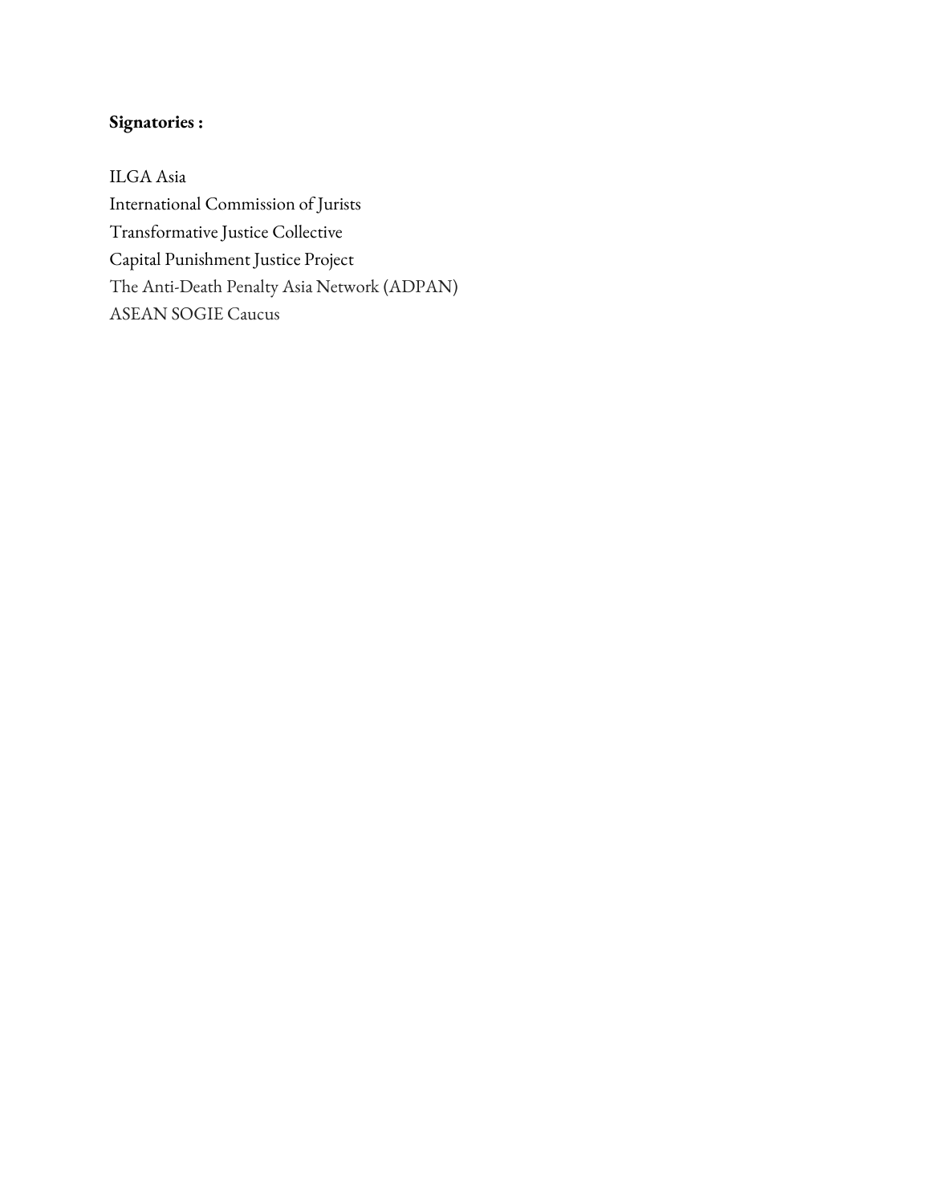**Signatories :**

ILGA Asia
International Commission of Jurists
Transformative Justice Collective
Capital Punishment Justice Project
The Anti-Death Penalty Asia Network (ADPAN)
ASEAN SOGIE Caucus